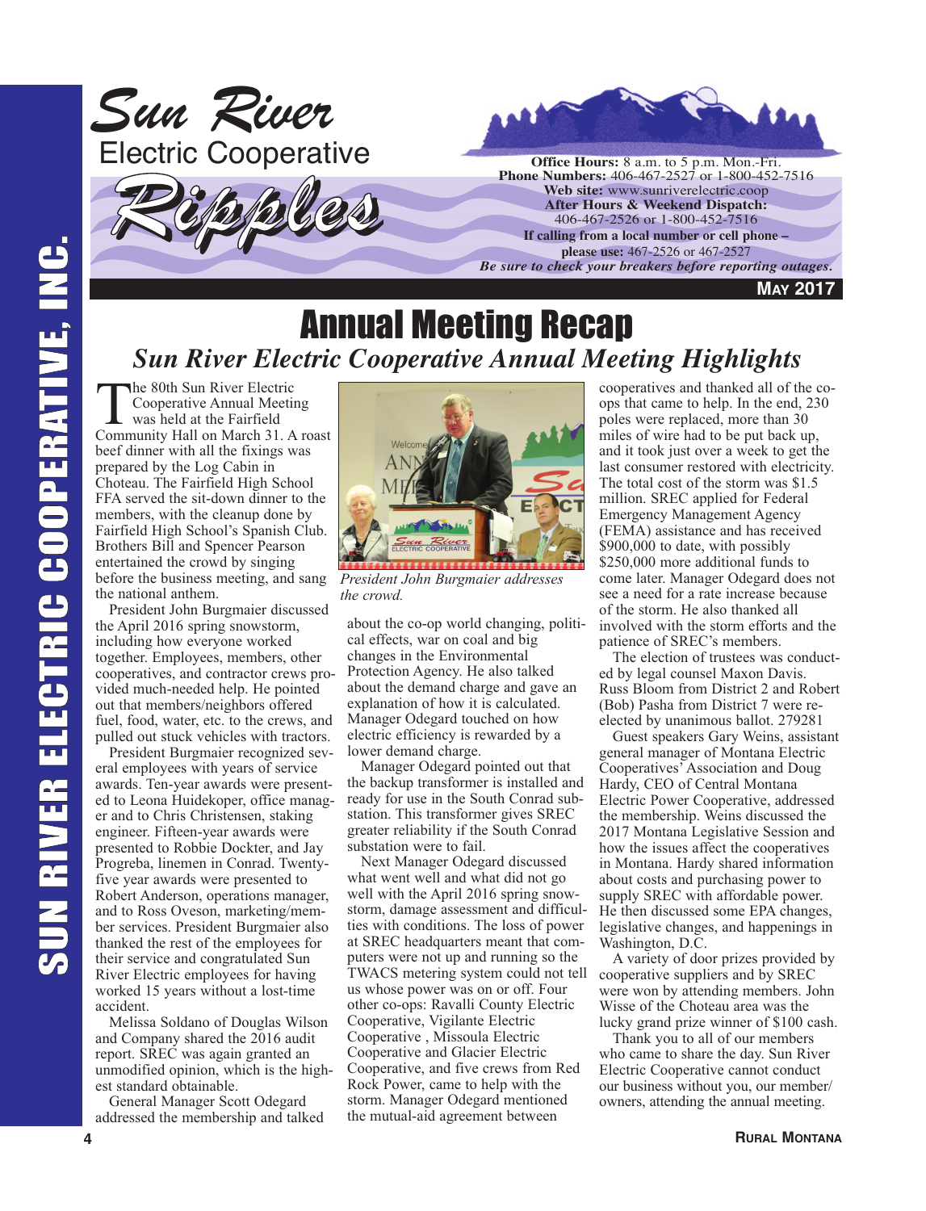# Sun River Electric Cooperative Ripples

**Office Hours:** 8 a.m. to 5 p.m. Mon.-Fri.
**Phone Numbers:** 406-467-2527 or 1-800-452-7516
**Web site:** www.sunriverelectric.coop
**After Hours & Weekend Dispatch:** 406-467-2526 or 1-800-452-7516
**If calling from a local number or cell phone – please use:** 467-2526 or 467-2527
***Be sure to check your breakers before reporting outages.***

**May 2017**

# Annual Meeting Recap

## *Sun River Electric Cooperative Annual Meeting Highlights*

The 80th Sun River Electric Cooperative Annual Meeting was held at the Fairfield Community Hall on March 31. A roast beef dinner with all the fixings was prepared by the Log Cabin in Choteau. The Fairfield High School FFA served the sit-down dinner to the members, with the cleanup done by Fairfield High School's Spanish Club. Brothers Bill and Spencer Pearson entertained the crowd by singing before the business meeting, and sang the national anthem.

President John Burgmaier discussed the April 2016 spring snowstorm, including how everyone worked together. Employees, members, other cooperatives, and contractor crews provided much-needed help. He pointed out that members/neighbors offered fuel, food, water, etc. to the crews, and pulled out stuck vehicles with tractors.

President Burgmaier recognized several employees with years of service awards. Ten-year awards were presented to Leona Huidekoper, office manager and to Chris Christensen, staking engineer. Fifteen-year awards were presented to Robbie Dockter, and Jay Progreba, linemen in Conrad. Twenty-five year awards were presented to Robert Anderson, operations manager, and to Ross Oveson, marketing/member services. President Burgmaier also thanked the rest of the employees for their service and congratulated Sun River Electric employees for having worked 15 years without a lost-time accident.

Melissa Soldano of Douglas Wilson and Company shared the 2016 audit report. SREC was again granted an unmodified opinion, which is the highest standard obtainable.

General Manager Scott Odegard addressed the membership and talked about the co-op world changing, political effects, war on coal and big changes in the Environmental Protection Agency. He also talked about the demand charge and gave an explanation of how it is calculated. Manager Odegard touched on how electric efficiency is rewarded by a lower demand charge.

*President John Burgmaier addresses the crowd.*

Manager Odegard pointed out that the backup transformer is installed and ready for use in the South Conrad substation. This transformer gives SREC greater reliability if the South Conrad substation were to fail.

Next Manager Odegard discussed what went well and what did not go well with the April 2016 spring snowstorm, damage assessment and difficulties with conditions. The loss of power at SREC headquarters meant that computers were not up and running so the TWACS metering system could not tell us whose power was on or off. Four other co-ops: Ravalli County Electric Cooperative, Vigilante Electric Cooperative , Missoula Electric Cooperative and Glacier Electric Cooperative, and five crews from Red Rock Power, came to help with the storm. Manager Odegard mentioned the mutual-aid agreement between cooperatives and thanked all of the co-ops that came to help. In the end, 230 poles were replaced, more than 30 miles of wire had to be put back up, and it took just over a week to get the last consumer restored with electricity. The total cost of the storm was $1.5 million. SREC applied for Federal Emergency Management Agency (FEMA) assistance and has received $900,000 to date, with possibly $250,000 more additional funds to come later. Manager Odegard does not see a need for a rate increase because of the storm. He also thanked all involved with the storm efforts and the patience of SREC's members.

The election of trustees was conducted by legal counsel Maxon Davis. Russ Bloom from District 2 and Robert (Bob) Pasha from District 7 were re-elected by unanimous ballot. 279281

Guest speakers Gary Weins, assistant general manager of Montana Electric Cooperatives' Association and Doug Hardy, CEO of Central Montana Electric Power Cooperative, addressed the membership. Weins discussed the 2017 Montana Legislative Session and how the issues affect the cooperatives in Montana. Hardy shared information about costs and purchasing power to supply SREC with affordable power. He then discussed some EPA changes, legislative changes, and happenings in Washington, D.C.

A variety of door prizes provided by cooperative suppliers and by SREC were won by attending members. John Wisse of the Choteau area was the lucky grand prize winner of $100 cash.

Thank you to all of our members who came to share the day. Sun River Electric Cooperative cannot conduct our business without you, our member/owners, attending the annual meeting.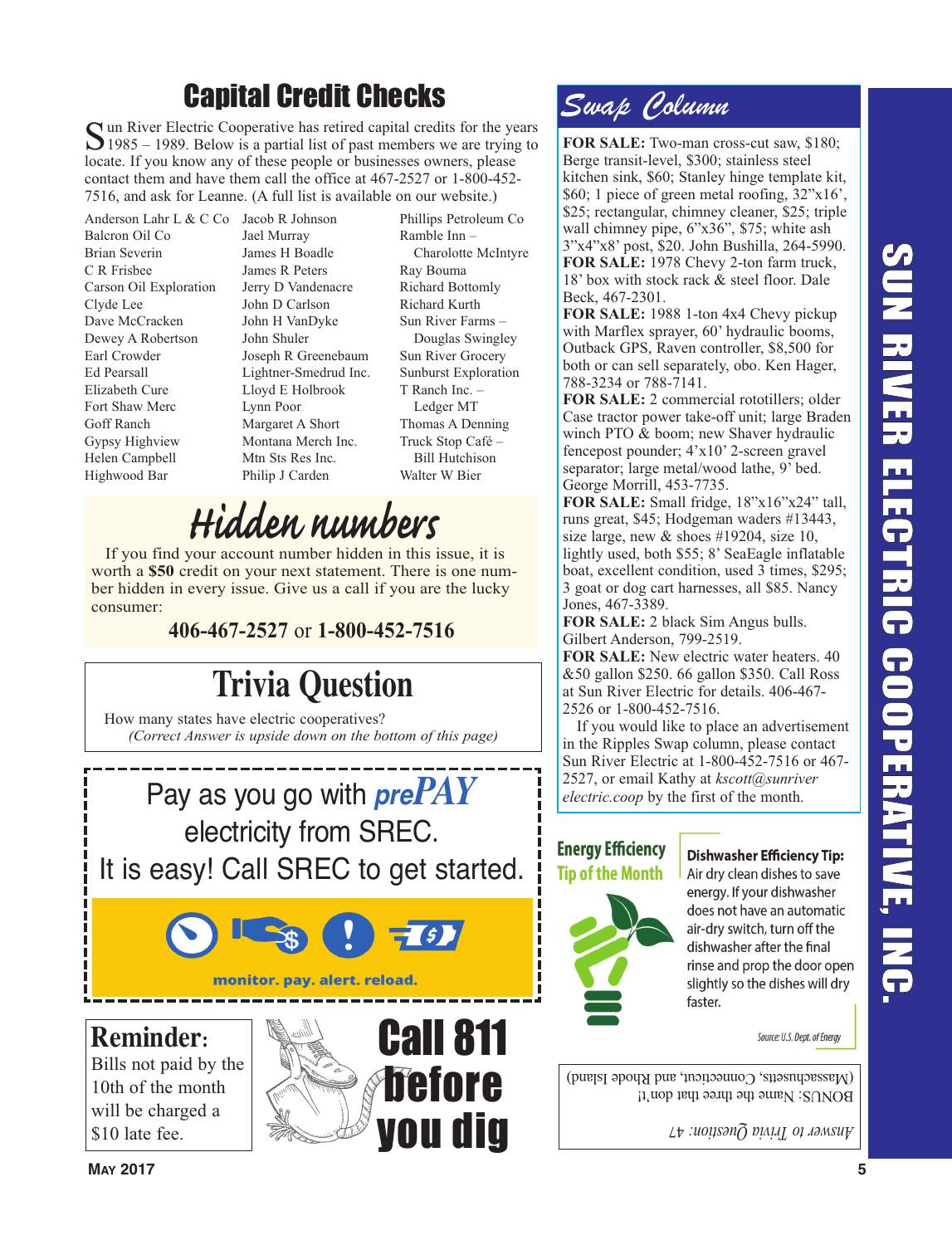# Capital Credit Checks

Sun River Electric Cooperative has retired capital credits for the years 1985 – 1989. Below is a partial list of past members we are trying to locate. If you know any of these people or businesses owners, please contact them and have them call the office at 467-2527 or 1-800-452-7516, and ask for Leanne. (A full list is available on our website.)

Anderson Lahr L & C Co
Balcron Oil Co
Brian Severin
C R Frisbee
Carson Oil Exploration
Clyde Lee
Dave McCracken
Dewey A Robertson
Earl Crowder
Ed Pearsall
Elizabeth Cure
Fort Shaw Merc
Goff Ranch
Gypsy Highview
Helen Campbell
Highwood Bar
Jacob R Johnson
Jael Murray
James H Boadle
James R Peters
Jerry D Vandenacre
John D Carlson
John H VanDyke
John Shuler
Joseph R Greenebaum
Lightner-Smedrud Inc.
Lloyd E Holbrook
Lynn Poor
Margaret A Short
Montana Merch Inc.
Mtn Sts Res Inc.
Philip J Carden
Phillips Petroleum Co
Ramble Inn – Charolotte McIntyre
Ray Bouma
Richard Bottomly
Richard Kurth
Sun River Farms – Douglas Swingley
Sun River Grocery
Sunburst Exploration
T Ranch Inc. – Ledger MT
Thomas A Denning
Truck Stop Café – Bill Hutchison
Walter W Bier

## Hidden numbers

If you find your account number hidden in this issue, it is worth a **$50** credit on your next statement. There is one number hidden in every issue. Give us a call if you are the lucky consumer:

**406-467-2527** or **1-800-452-7516**

## Trivia Question

How many states have electric cooperatives?

*(Correct Answer is upside down on the bottom of this page)*

Pay as you go with ***prePAY*** electricity from SREC.
It is easy! Call SREC to get started.

**monitor. pay. alert. reload.**

**Reminder:** Bills not paid by the 10th of the month will be charged a $10 late fee.

**Call 811 before you dig**

## Swap Column

**FOR SALE:** Two-man cross-cut saw, $180; Berge transit-level, $300; stainless steel kitchen sink, $60; Stanley hinge template kit, $60; 1 piece of green metal roofing, 32"x16', $25; rectangular, chimney cleaner, $25; triple wall chimney pipe, 6"x36", $75; white ash 3"x4"x8' post, $20. John Bushilla, 264-5990.

**FOR SALE:** 1978 Chevy 2-ton farm truck, 18' box with stock rack & steel floor. Dale Beck, 467-2301.

**FOR SALE:** 1988 1-ton 4x4 Chevy pickup with Marflex sprayer, 60' hydraulic booms, Outback GPS, Raven controller, $8,500 for both or can sell separately, obo. Ken Hager, 788-3234 or 788-7141.

**FOR SALE:** 2 commercial rototillers; older Case tractor power take-off unit; large Braden winch PTO & boom; new Shaver hydraulic fencepost pounder; 4'x10' 2-screen gravel separator; large metal/wood lathe, 9' bed. George Morrill, 453-7735.

**FOR SALE:** Small fridge, 18"x16"x24" tall, runs great, $45; Hodgeman waders #13443, size large, new & shoes #19204, size 10, lightly used, both $55; 8' SeaEagle inflatable boat, excellent condition, used 3 times, $295; 3 goat or dog cart harnesses, all $85. Nancy Jones, 467-3389.

**FOR SALE:** 2 black Sim Angus bulls. Gilbert Anderson, 799-2519.

**FOR SALE:** New electric water heaters. 40 &50 gallon $250. 66 gallon $350. Call Ross at Sun River Electric for details. 406-467-2526 or 1-800-452-7516.

If you would like to place an advertisement in the Ripples Swap column, please contact Sun River Electric at 1-800-452-7516 or 467-2527, or email Kathy at *kscott@sunriver electric.coop* by the first of the month.

## Energy Efficiency Tip of the Month

**Dishwasher Efficiency Tip:** Air dry clean dishes to save energy. If your dishwasher does not have an automatic air-dry switch, turn off the dishwasher after the final rinse and prop the door open slightly so the dishes will dry faster.

*Source: U.S. Dept. of Energy*

*Answer to Trivia Question: 47*

BONUS: Name the three that don't!

(Massachusetts, Connecticut, and Rhode Island)

SUN RIVER ELECTRIC COOPERATIVE, INC.

May 2017